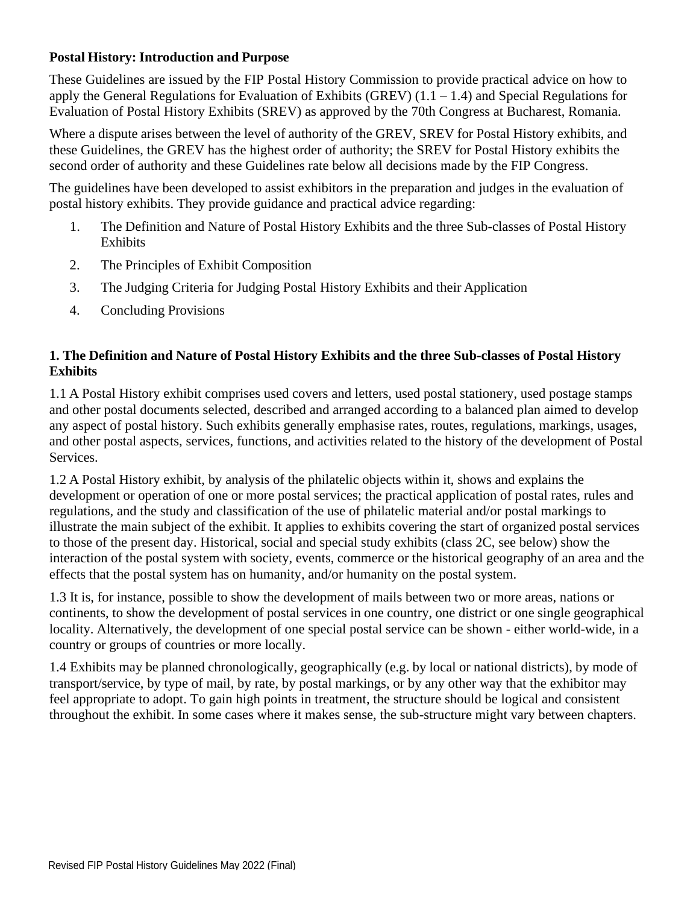## Postal History: Introduction and Purpose

These Guidelines are issued by the FIP Postal History Commission to provide practical advice on how to apply the General Regulations for Evaluation of Exhibits (GREV) (1.1 – 1.4) and Special Regulations for Evaluation of Postal History Exhibits (SREV) as approved by the 70th Congress at Bucharest, Romania.

Where a dispute arises between the level of authority of the GREV, SREV for Postal History exhibits, and these Guidelines, the GREV has the highest order of authority; the SREV for Postal History exhibits the second order of authority and these Guidelines rate below all decisions made by the FIP Congress.

The guidelines have been developed to assist exhibitors in the preparation and judges in the evaluation of postal history exhibits. They provide guidance and practical advice regarding:

1. The Definition and Nature of Postal History Exhibits and the three Sub-classes of Postal History Exhibits
2. The Principles of Exhibit Composition
3. The Judging Criteria for Judging Postal History Exhibits and their Application
4. Concluding Provisions

## 1. The Definition and Nature of Postal History Exhibits and the three Sub-classes of Postal History Exhibits

1.1 A Postal History exhibit comprises used covers and letters, used postal stationery, used postage stamps and other postal documents selected, described and arranged according to a balanced plan aimed to develop any aspect of postal history. Such exhibits generally emphasise rates, routes, regulations, markings, usages, and other postal aspects, services, functions, and activities related to the history of the development of Postal Services.

1.2 A Postal History exhibit, by analysis of the philatelic objects within it, shows and explains the development or operation of one or more postal services; the practical application of postal rates, rules and regulations, and the study and classification of the use of philatelic material and/or postal markings to illustrate the main subject of the exhibit. It applies to exhibits covering the start of organized postal services to those of the present day. Historical, social and special study exhibits (class 2C, see below) show the interaction of the postal system with society, events, commerce or the historical geography of an area and the effects that the postal system has on humanity, and/or humanity on the postal system.

1.3 It is, for instance, possible to show the development of mails between two or more areas, nations or continents, to show the development of postal services in one country, one district or one single geographical locality. Alternatively, the development of one special postal service can be shown - either world-wide, in a country or groups of countries or more locally.

1.4 Exhibits may be planned chronologically, geographically (e.g. by local or national districts), by mode of transport/service, by type of mail, by rate, by postal markings, or by any other way that the exhibitor may feel appropriate to adopt. To gain high points in treatment, the structure should be logical and consistent throughout the exhibit. In some cases where it makes sense, the sub-structure might vary between chapters.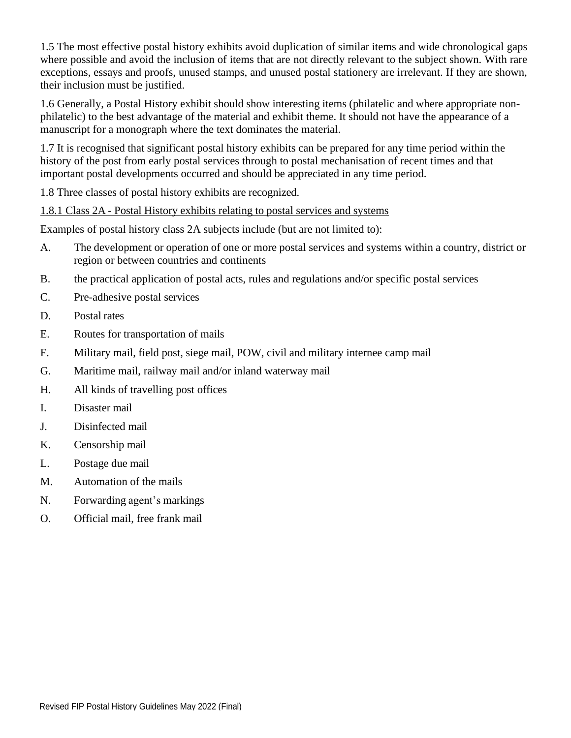1.5 The most effective postal history exhibits avoid duplication of similar items and wide chronological gaps where possible and avoid the inclusion of items that are not directly relevant to the subject shown. With rare exceptions, essays and proofs, unused stamps, and unused postal stationery are irrelevant. If they are shown, their inclusion must be justified.

1.6 Generally, a Postal History exhibit should show interesting items (philatelic and where appropriate non-philatelic) to the best advantage of the material and exhibit theme. It should not have the appearance of a manuscript for a monograph where the text dominates the material.

1.7 It is recognised that significant postal history exhibits can be prepared for any time period within the history of the post from early postal services through to postal mechanisation of recent times and that important postal developments occurred and should be appreciated in any time period.

1.8 Three classes of postal history exhibits are recognized.

<u>1.8.1 Class 2A - Postal History exhibits relating to postal services and systems</u>

Examples of postal history class 2A subjects include (but are not limited to):

A. The development or operation of one or more postal services and systems within a country, district or region or between countries and continents

B. the practical application of postal acts, rules and regulations and/or specific postal services

C. Pre-adhesive postal services

D. Postal rates

E. Routes for transportation of mails

F. Military mail, field post, siege mail, POW, civil and military internee camp mail

G. Maritime mail, railway mail and/or inland waterway mail

H. All kinds of travelling post offices

I. Disaster mail

J. Disinfected mail

K. Censorship mail

L. Postage due mail

M. Automation of the mails

N. Forwarding agent's markings

O. Official mail, free frank mail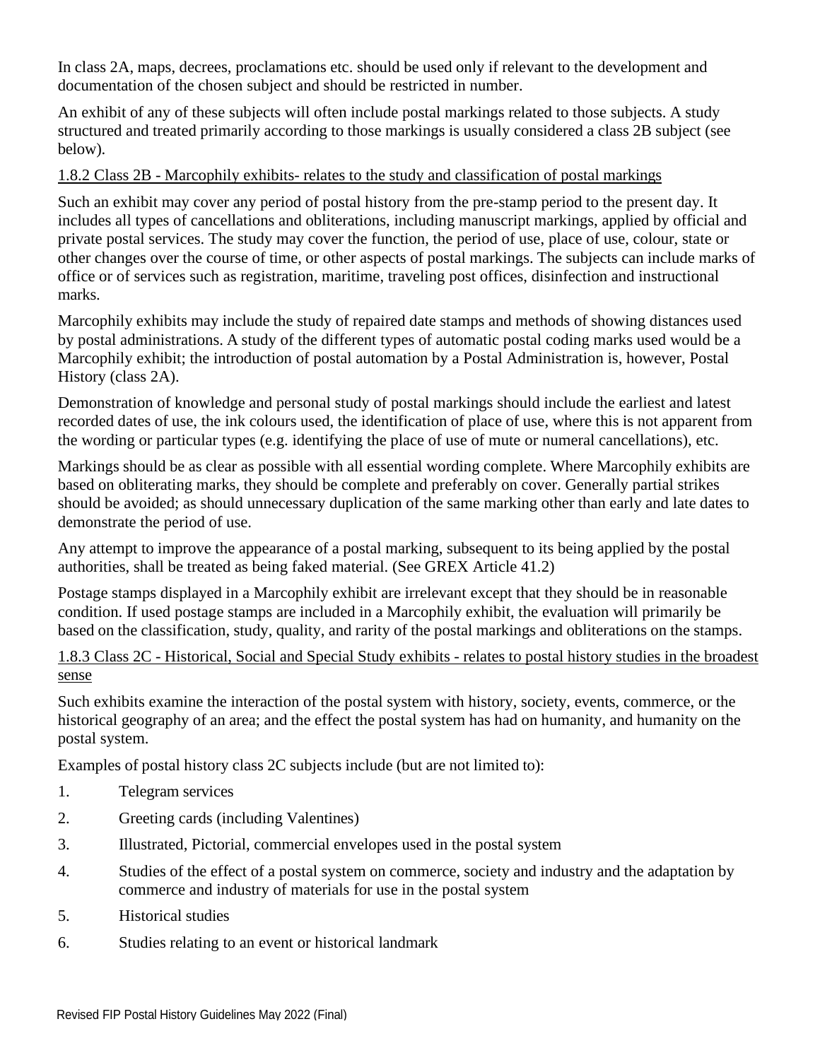In class 2A, maps, decrees, proclamations etc. should be used only if relevant to the development and documentation of the chosen subject and should be restricted in number.

An exhibit of any of these subjects will often include postal markings related to those subjects. A study structured and treated primarily according to those markings is usually considered a class 2B subject (see below).

<u>1.8.2 Class 2B - Marcophily exhibits- relates to the study and classification of postal markings</u>

Such an exhibit may cover any period of postal history from the pre-stamp period to the present day. It includes all types of cancellations and obliterations, including manuscript markings, applied by official and private postal services. The study may cover the function, the period of use, place of use, colour, state or other changes over the course of time, or other aspects of postal markings. The subjects can include marks of office or of services such as registration, maritime, traveling post offices, disinfection and instructional marks.

Marcophily exhibits may include the study of repaired date stamps and methods of showing distances used by postal administrations. A study of the different types of automatic postal coding marks used would be a Marcophily exhibit; the introduction of postal automation by a Postal Administration is, however, Postal History (class 2A).

Demonstration of knowledge and personal study of postal markings should include the earliest and latest recorded dates of use, the ink colours used, the identification of place of use, where this is not apparent from the wording or particular types (e.g. identifying the place of use of mute or numeral cancellations), etc.

Markings should be as clear as possible with all essential wording complete. Where Marcophily exhibits are based on obliterating marks, they should be complete and preferably on cover. Generally partial strikes should be avoided; as should unnecessary duplication of the same marking other than early and late dates to demonstrate the period of use.

Any attempt to improve the appearance of a postal marking, subsequent to its being applied by the postal authorities, shall be treated as being faked material. (See GREX Article 41.2)

Postage stamps displayed in a Marcophily exhibit are irrelevant except that they should be in reasonable condition. If used postage stamps are included in a Marcophily exhibit, the evaluation will primarily be based on the classification, study, quality, and rarity of the postal markings and obliterations on the stamps.

<u>1.8.3 Class 2C - Historical, Social and Special Study exhibits - relates to postal history studies in the broadest sense</u>

Such exhibits examine the interaction of the postal system with history, society, events, commerce, or the historical geography of an area; and the effect the postal system has had on humanity, and humanity on the postal system.

Examples of postal history class 2C subjects include (but are not limited to):

1. Telegram services
2. Greeting cards (including Valentines)
3. Illustrated, Pictorial, commercial envelopes used in the postal system
4. Studies of the effect of a postal system on commerce, society and industry and the adaptation by commerce and industry of materials for use in the postal system
5. Historical studies
6. Studies relating to an event or historical landmark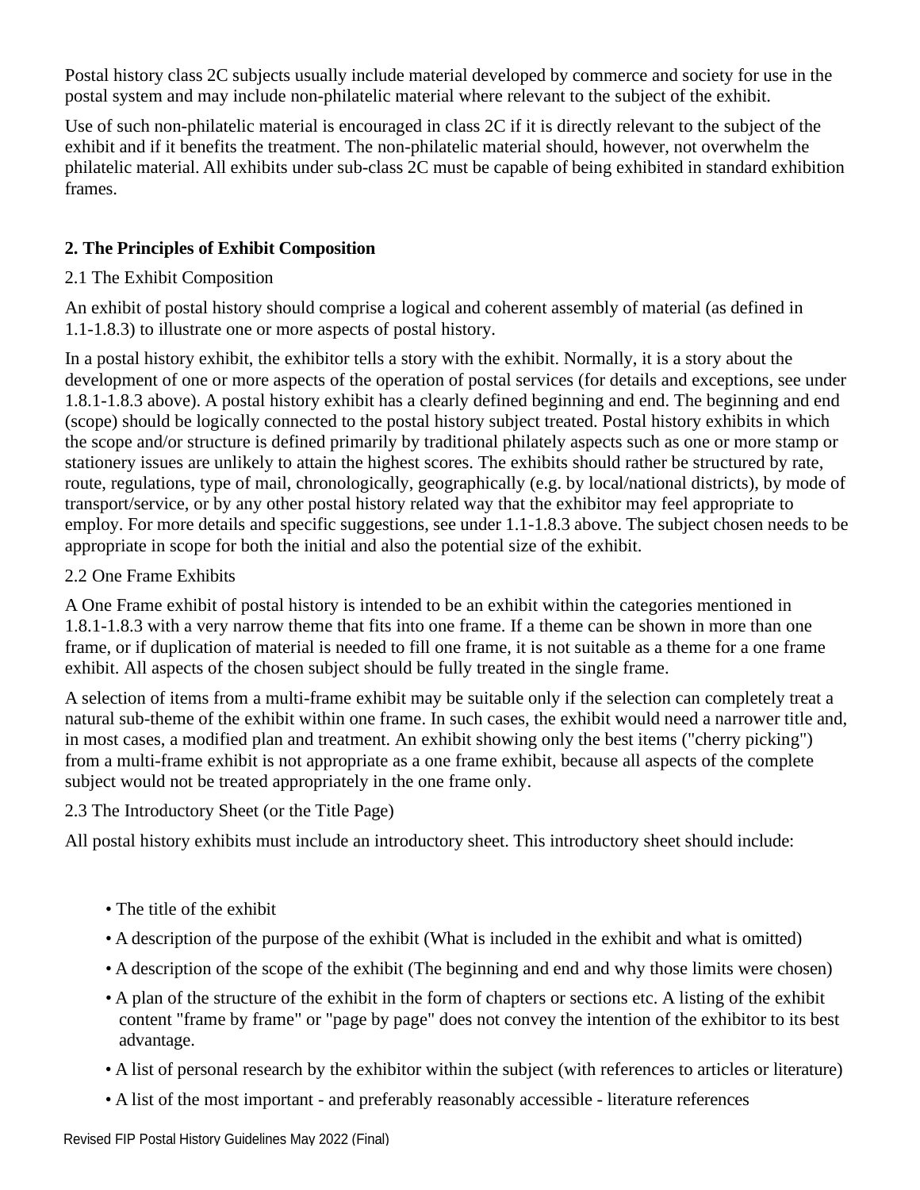Postal history class 2C subjects usually include material developed by commerce and society for use in the postal system and may include non-philatelic material where relevant to the subject of the exhibit.

Use of such non-philatelic material is encouraged in class 2C if it is directly relevant to the subject of the exhibit and if it benefits the treatment. The non-philatelic material should, however, not overwhelm the philatelic material. All exhibits under sub-class 2C must be capable of being exhibited in standard exhibition frames.

## 2. The Principles of Exhibit Composition

### 2.1 The Exhibit Composition

An exhibit of postal history should comprise a logical and coherent assembly of material (as defined in 1.1-1.8.3) to illustrate one or more aspects of postal history.

In a postal history exhibit, the exhibitor tells a story with the exhibit. Normally, it is a story about the development of one or more aspects of the operation of postal services (for details and exceptions, see under 1.8.1-1.8.3 above). A postal history exhibit has a clearly defined beginning and end. The beginning and end (scope) should be logically connected to the postal history subject treated. Postal history exhibits in which the scope and/or structure is defined primarily by traditional philately aspects such as one or more stamp or stationery issues are unlikely to attain the highest scores. The exhibits should rather be structured by rate, route, regulations, type of mail, chronologically, geographically (e.g. by local/national districts), by mode of transport/service, or by any other postal history related way that the exhibitor may feel appropriate to employ. For more details and specific suggestions, see under 1.1-1.8.3 above. The subject chosen needs to be appropriate in scope for both the initial and also the potential size of the exhibit.

### 2.2 One Frame Exhibits

A One Frame exhibit of postal history is intended to be an exhibit within the categories mentioned in 1.8.1-1.8.3 with a very narrow theme that fits into one frame. If a theme can be shown in more than one frame, or if duplication of material is needed to fill one frame, it is not suitable as a theme for a one frame exhibit. All aspects of the chosen subject should be fully treated in the single frame.

A selection of items from a multi-frame exhibit may be suitable only if the selection can completely treat a natural sub-theme of the exhibit within one frame. In such cases, the exhibit would need a narrower title and, in most cases, a modified plan and treatment. An exhibit showing only the best items ("cherry picking") from a multi-frame exhibit is not appropriate as a one frame exhibit, because all aspects of the complete subject would not be treated appropriately in the one frame only.

### 2.3 The Introductory Sheet (or the Title Page)

All postal history exhibits must include an introductory sheet. This introductory sheet should include:

- The title of the exhibit
- A description of the purpose of the exhibit (What is included in the exhibit and what is omitted)
- A description of the scope of the exhibit (The beginning and end and why those limits were chosen)
- A plan of the structure of the exhibit in the form of chapters or sections etc. A listing of the exhibit content "frame by frame" or "page by page" does not convey the intention of the exhibitor to its best advantage.
- A list of personal research by the exhibitor within the subject (with references to articles or literature)
- A list of the most important - and preferably reasonably accessible - literature references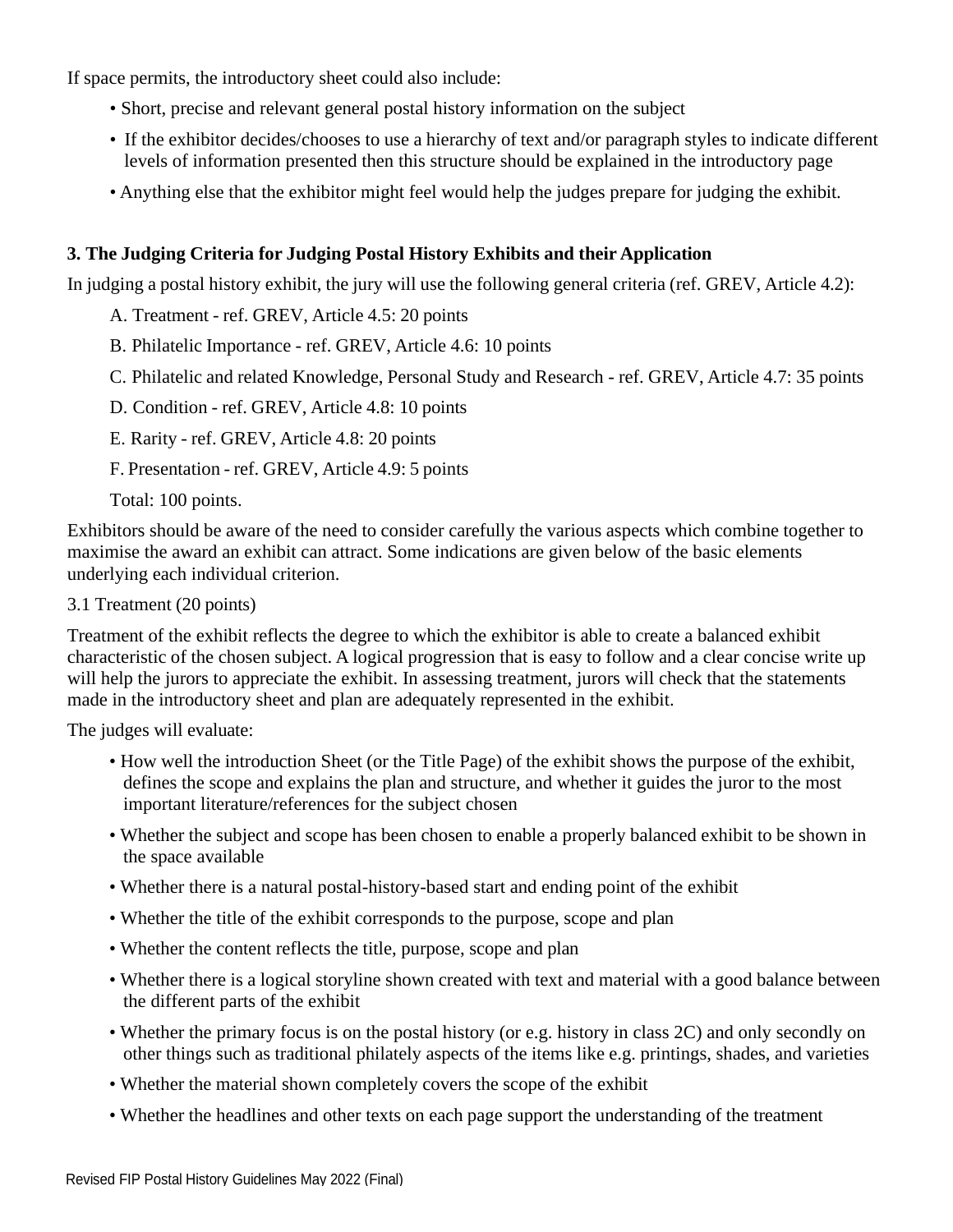If space permits, the introductory sheet could also include:

- Short, precise and relevant general postal history information on the subject
- If the exhibitor decides/chooses to use a hierarchy of text and/or paragraph styles to indicate different levels of information presented then this structure should be explained in the introductory page
- Anything else that the exhibitor might feel would help the judges prepare for judging the exhibit.

## 3. The Judging Criteria for Judging Postal History Exhibits and their Application

In judging a postal history exhibit, the jury will use the following general criteria (ref. GREV, Article 4.2):

A. Treatment - ref. GREV, Article 4.5: 20 points

B. Philatelic Importance - ref. GREV, Article 4.6: 10 points

C. Philatelic and related Knowledge, Personal Study and Research - ref. GREV, Article 4.7: 35 points

D. Condition - ref. GREV, Article 4.8: 10 points

E. Rarity - ref. GREV, Article 4.8: 20 points

F. Presentation - ref. GREV, Article 4.9: 5 points

Total: 100 points.

Exhibitors should be aware of the need to consider carefully the various aspects which combine together to maximise the award an exhibit can attract. Some indications are given below of the basic elements underlying each individual criterion.

### 3.1 Treatment (20 points)

Treatment of the exhibit reflects the degree to which the exhibitor is able to create a balanced exhibit characteristic of the chosen subject. A logical progression that is easy to follow and a clear concise write up will help the jurors to appreciate the exhibit. In assessing treatment, jurors will check that the statements made in the introductory sheet and plan are adequately represented in the exhibit.

The judges will evaluate:

- How well the introduction Sheet (or the Title Page) of the exhibit shows the purpose of the exhibit, defines the scope and explains the plan and structure, and whether it guides the juror to the most important literature/references for the subject chosen
- Whether the subject and scope has been chosen to enable a properly balanced exhibit to be shown in the space available
- Whether there is a natural postal-history-based start and ending point of the exhibit
- Whether the title of the exhibit corresponds to the purpose, scope and plan
- Whether the content reflects the title, purpose, scope and plan
- Whether there is a logical storyline shown created with text and material with a good balance between the different parts of the exhibit
- Whether the primary focus is on the postal history (or e.g. history in class 2C) and only secondly on other things such as traditional philately aspects of the items like e.g. printings, shades, and varieties
- Whether the material shown completely covers the scope of the exhibit
- Whether the headlines and other texts on each page support the understanding of the treatment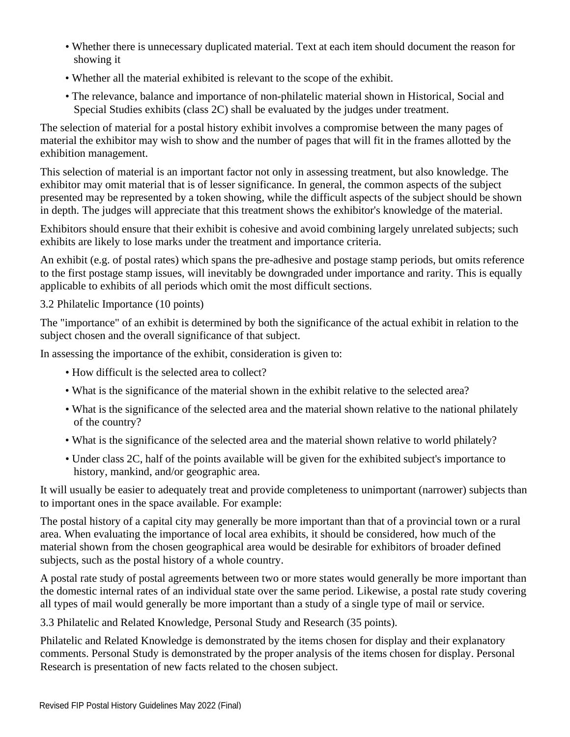- Whether there is unnecessary duplicated material. Text at each item should document the reason for showing it
- Whether all the material exhibited is relevant to the scope of the exhibit.
- The relevance, balance and importance of non-philatelic material shown in Historical, Social and Special Studies exhibits (class 2C) shall be evaluated by the judges under treatment.

The selection of material for a postal history exhibit involves a compromise between the many pages of material the exhibitor may wish to show and the number of pages that will fit in the frames allotted by the exhibition management.

This selection of material is an important factor not only in assessing treatment, but also knowledge. The exhibitor may omit material that is of lesser significance. In general, the common aspects of the subject presented may be represented by a token showing, while the difficult aspects of the subject should be shown in depth. The judges will appreciate that this treatment shows the exhibitor's knowledge of the material.

Exhibitors should ensure that their exhibit is cohesive and avoid combining largely unrelated subjects; such exhibits are likely to lose marks under the treatment and importance criteria.

An exhibit (e.g. of postal rates) which spans the pre-adhesive and postage stamp periods, but omits reference to the first postage stamp issues, will inevitably be downgraded under importance and rarity. This is equally applicable to exhibits of all periods which omit the most difficult sections.

### 3.2 Philatelic Importance (10 points)

The "importance" of an exhibit is determined by both the significance of the actual exhibit in relation to the subject chosen and the overall significance of that subject.

In assessing the importance of the exhibit, consideration is given to:

- How difficult is the selected area to collect?
- What is the significance of the material shown in the exhibit relative to the selected area?
- What is the significance of the selected area and the material shown relative to the national philately of the country?
- What is the significance of the selected area and the material shown relative to world philately?
- Under class 2C, half of the points available will be given for the exhibited subject's importance to history, mankind, and/or geographic area.

It will usually be easier to adequately treat and provide completeness to unimportant (narrower) subjects than to important ones in the space available. For example:

The postal history of a capital city may generally be more important than that of a provincial town or a rural area. When evaluating the importance of local area exhibits, it should be considered, how much of the material shown from the chosen geographical area would be desirable for exhibitors of broader defined subjects, such as the postal history of a whole country.

A postal rate study of postal agreements between two or more states would generally be more important than the domestic internal rates of an individual state over the same period. Likewise, a postal rate study covering all types of mail would generally be more important than a study of a single type of mail or service.

### 3.3 Philatelic and Related Knowledge, Personal Study and Research (35 points).

Philatelic and Related Knowledge is demonstrated by the items chosen for display and their explanatory comments. Personal Study is demonstrated by the proper analysis of the items chosen for display. Personal Research is presentation of new facts related to the chosen subject.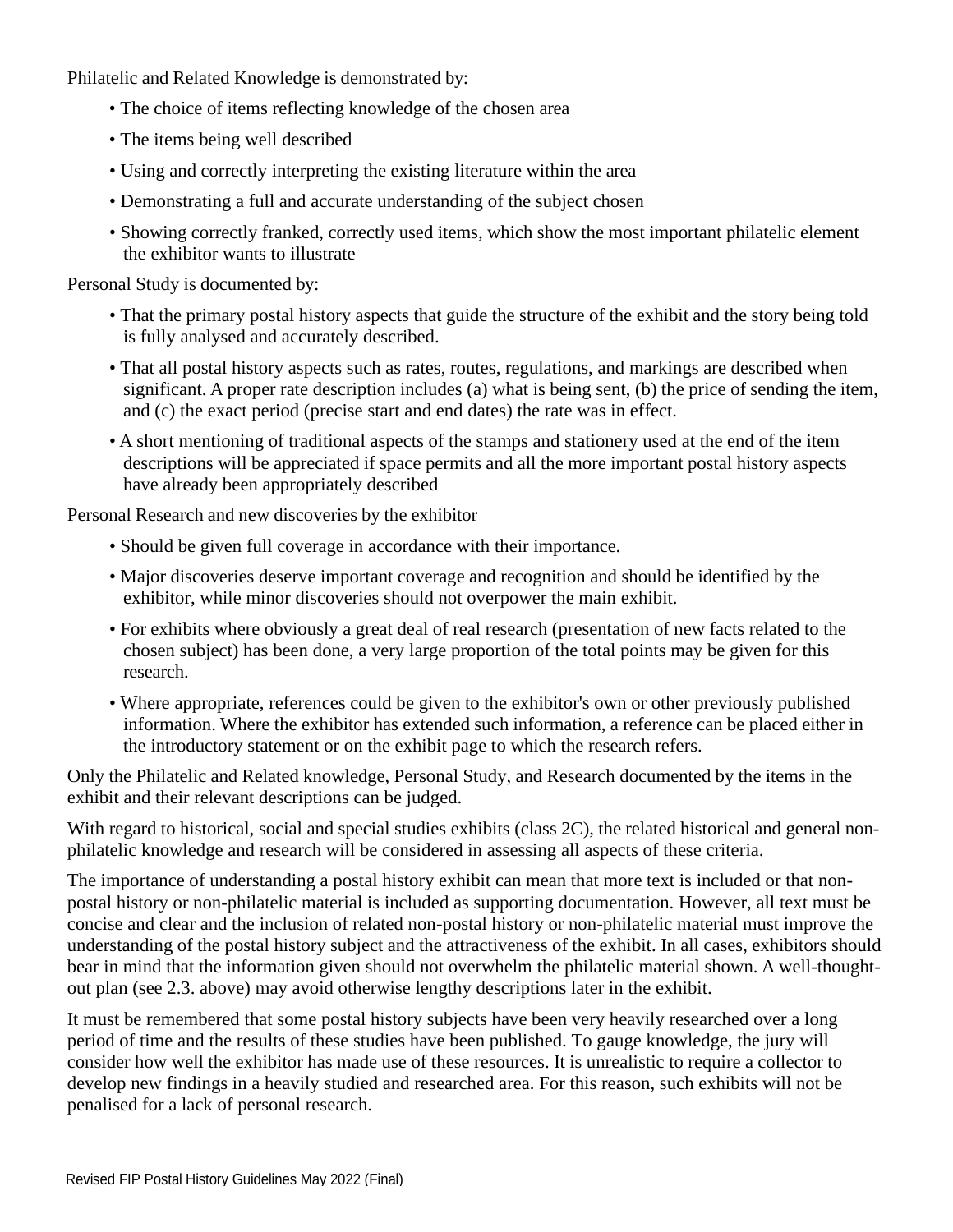Philatelic and Related Knowledge is demonstrated by:

- The choice of items reflecting knowledge of the chosen area
- The items being well described
- Using and correctly interpreting the existing literature within the area
- Demonstrating a full and accurate understanding of the subject chosen
- Showing correctly franked, correctly used items, which show the most important philatelic element the exhibitor wants to illustrate

Personal Study is documented by:

- That the primary postal history aspects that guide the structure of the exhibit and the story being told is fully analysed and accurately described.
- That all postal history aspects such as rates, routes, regulations, and markings are described when significant. A proper rate description includes (a) what is being sent, (b) the price of sending the item, and (c) the exact period (precise start and end dates) the rate was in effect.
- A short mentioning of traditional aspects of the stamps and stationery used at the end of the item descriptions will be appreciated if space permits and all the more important postal history aspects have already been appropriately described

Personal Research and new discoveries by the exhibitor

- Should be given full coverage in accordance with their importance.
- Major discoveries deserve important coverage and recognition and should be identified by the exhibitor, while minor discoveries should not overpower the main exhibit.
- For exhibits where obviously a great deal of real research (presentation of new facts related to the chosen subject) has been done, a very large proportion of the total points may be given for this research.
- Where appropriate, references could be given to the exhibitor's own or other previously published information. Where the exhibitor has extended such information, a reference can be placed either in the introductory statement or on the exhibit page to which the research refers.

Only the Philatelic and Related knowledge, Personal Study, and Research documented by the items in the exhibit and their relevant descriptions can be judged.

With regard to historical, social and special studies exhibits (class 2C), the related historical and general non-philatelic knowledge and research will be considered in assessing all aspects of these criteria.

The importance of understanding a postal history exhibit can mean that more text is included or that non-postal history or non-philatelic material is included as supporting documentation. However, all text must be concise and clear and the inclusion of related non-postal history or non-philatelic material must improve the understanding of the postal history subject and the attractiveness of the exhibit. In all cases, exhibitors should bear in mind that the information given should not overwhelm the philatelic material shown. A well-thought-out plan (see 2.3. above) may avoid otherwise lengthy descriptions later in the exhibit.

It must be remembered that some postal history subjects have been very heavily researched over a long period of time and the results of these studies have been published. To gauge knowledge, the jury will consider how well the exhibitor has made use of these resources. It is unrealistic to require a collector to develop new findings in a heavily studied and researched area. For this reason, such exhibits will not be penalised for a lack of personal research.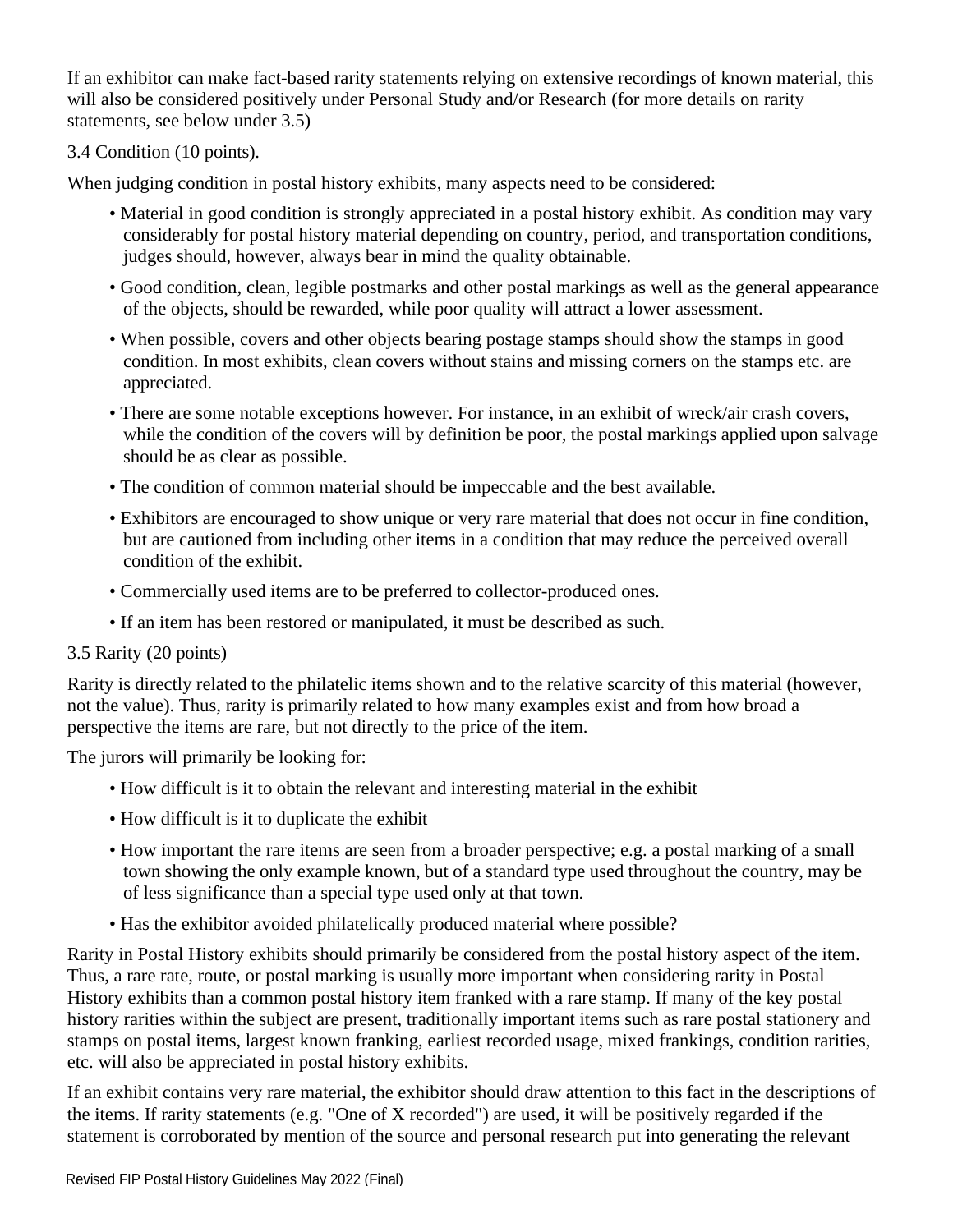If an exhibitor can make fact-based rarity statements relying on extensive recordings of known material, this will also be considered positively under Personal Study and/or Research (for more details on rarity statements, see below under 3.5)

3.4 Condition (10 points).

When judging condition in postal history exhibits, many aspects need to be considered:

- Material in good condition is strongly appreciated in a postal history exhibit. As condition may vary considerably for postal history material depending on country, period, and transportation conditions, judges should, however, always bear in mind the quality obtainable.
- Good condition, clean, legible postmarks and other postal markings as well as the general appearance of the objects, should be rewarded, while poor quality will attract a lower assessment.
- When possible, covers and other objects bearing postage stamps should show the stamps in good condition. In most exhibits, clean covers without stains and missing corners on the stamps etc. are appreciated.
- There are some notable exceptions however. For instance, in an exhibit of wreck/air crash covers, while the condition of the covers will by definition be poor, the postal markings applied upon salvage should be as clear as possible.
- The condition of common material should be impeccable and the best available.
- Exhibitors are encouraged to show unique or very rare material that does not occur in fine condition, but are cautioned from including other items in a condition that may reduce the perceived overall condition of the exhibit.
- Commercially used items are to be preferred to collector-produced ones.
- If an item has been restored or manipulated, it must be described as such.

3.5 Rarity (20 points)

Rarity is directly related to the philatelic items shown and to the relative scarcity of this material (however, not the value). Thus, rarity is primarily related to how many examples exist and from how broad a perspective the items are rare, but not directly to the price of the item.

The jurors will primarily be looking for:

- How difficult is it to obtain the relevant and interesting material in the exhibit
- How difficult is it to duplicate the exhibit
- How important the rare items are seen from a broader perspective; e.g. a postal marking of a small town showing the only example known, but of a standard type used throughout the country, may be of less significance than a special type used only at that town.
- Has the exhibitor avoided philatelically produced material where possible?

Rarity in Postal History exhibits should primarily be considered from the postal history aspect of the item. Thus, a rare rate, route, or postal marking is usually more important when considering rarity in Postal History exhibits than a common postal history item franked with a rare stamp. If many of the key postal history rarities within the subject are present, traditionally important items such as rare postal stationery and stamps on postal items, largest known franking, earliest recorded usage, mixed frankings, condition rarities, etc. will also be appreciated in postal history exhibits.

If an exhibit contains very rare material, the exhibitor should draw attention to this fact in the descriptions of the items. If rarity statements (e.g. "One of X recorded") are used, it will be positively regarded if the statement is corroborated by mention of the source and personal research put into generating the relevant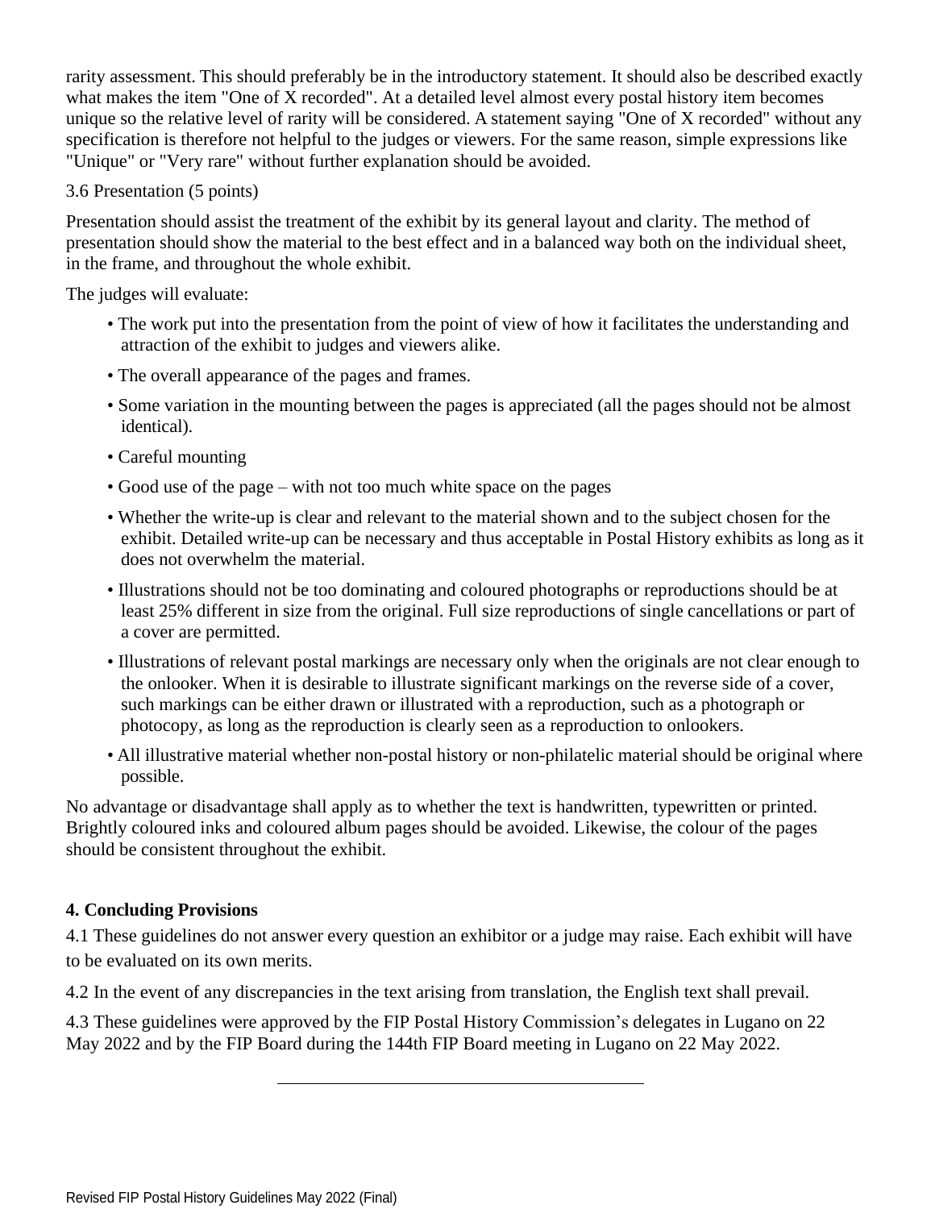rarity assessment. This should preferably be in the introductory statement. It should also be described exactly what makes the item "One of X recorded". At a detailed level almost every postal history item becomes unique so the relative level of rarity will be considered. A statement saying "One of X recorded" without any specification is therefore not helpful to the judges or viewers. For the same reason, simple expressions like "Unique" or "Very rare" without further explanation should be avoided.

3.6 Presentation (5 points)

Presentation should assist the treatment of the exhibit by its general layout and clarity. The method of presentation should show the material to the best effect and in a balanced way both on the individual sheet, in the frame, and throughout the whole exhibit.

The judges will evaluate:

- The work put into the presentation from the point of view of how it facilitates the understanding and attraction of the exhibit to judges and viewers alike.
- The overall appearance of the pages and frames.
- Some variation in the mounting between the pages is appreciated (all the pages should not be almost identical).
- Careful mounting
- Good use of the page – with not too much white space on the pages
- Whether the write-up is clear and relevant to the material shown and to the subject chosen for the exhibit. Detailed write-up can be necessary and thus acceptable in Postal History exhibits as long as it does not overwhelm the material.
- Illustrations should not be too dominating and coloured photographs or reproductions should be at least 25% different in size from the original. Full size reproductions of single cancellations or part of a cover are permitted.
- Illustrations of relevant postal markings are necessary only when the originals are not clear enough to the onlooker. When it is desirable to illustrate significant markings on the reverse side of a cover, such markings can be either drawn or illustrated with a reproduction, such as a photograph or photocopy, as long as the reproduction is clearly seen as a reproduction to onlookers.
- All illustrative material whether non-postal history or non-philatelic material should be original where possible.

No advantage or disadvantage shall apply as to whether the text is handwritten, typewritten or printed. Brightly coloured inks and coloured album pages should be avoided. Likewise, the colour of the pages should be consistent throughout the exhibit.

## 4. Concluding Provisions

4.1 These guidelines do not answer every question an exhibitor or a judge may raise. Each exhibit will have to be evaluated on its own merits.

4.2 In the event of any discrepancies in the text arising from translation, the English text shall prevail.

4.3 These guidelines were approved by the FIP Postal History Commission's delegates in Lugano on 22 May 2022 and by the FIP Board during the 144th FIP Board meeting in Lugano on 22 May 2022.